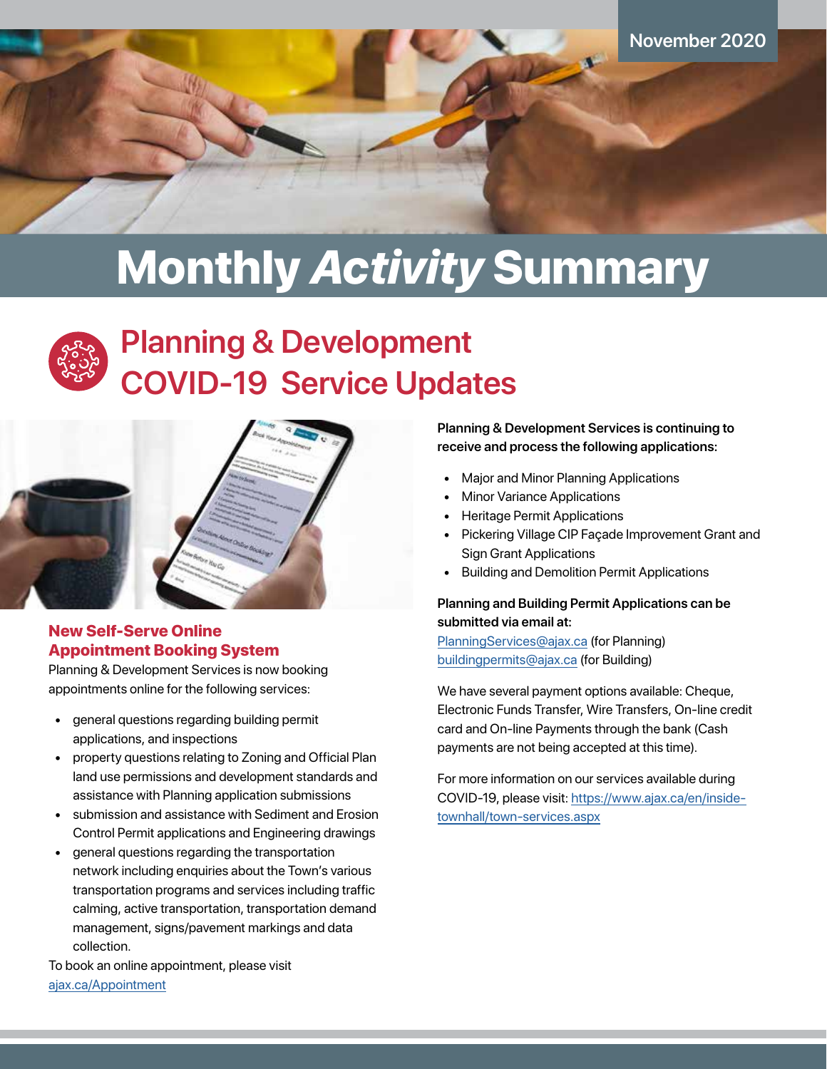November 2020

# Monthly *Activity* Summary

## Planning & Development COVID-19 Service Updates

### New Self-Serve Online Appointment Booking System

Planning & Development Services is now booking appointments online for the following services:

- general questions regarding building permit applications, and inspections
- property questions relating to Zoning and Official Plan land use permissions and development standards and assistance with Planning application submissions
- submission and assistance with Sediment and Erosion Control Permit applications and Engineering drawings
- general questions regarding the transportation network including enquiries about the Town's various transportation programs and services including traffic calming, active transportation, transportation demand management, signs/pavement markings and data collection.

To book an online appointment, please visit ajax.ca/Appointment

**Planning & Development Services is continuing to receive and process the following applications:**

- Major and Minor Planning Applications
- Minor Variance Applications
- Heritage Permit Applications
- Pickering Village CIP Façade Improvement Grant and Sign Grant Applications
- Building and Demolition Permit Applications

**Planning and Building Permit Applications can be submitted via email at:**
PlanningServices@ajax.ca (for Planning)
buildingpermits@ajax.ca (for Building)

We have several payment options available: Cheque, Electronic Funds Transfer, Wire Transfers, On-line credit card and On-line Payments through the bank (Cash payments are not being accepted at this time).

For more information on our services available during COVID-19, please visit: https://www.ajax.ca/en/inside-townhall/town-services.aspx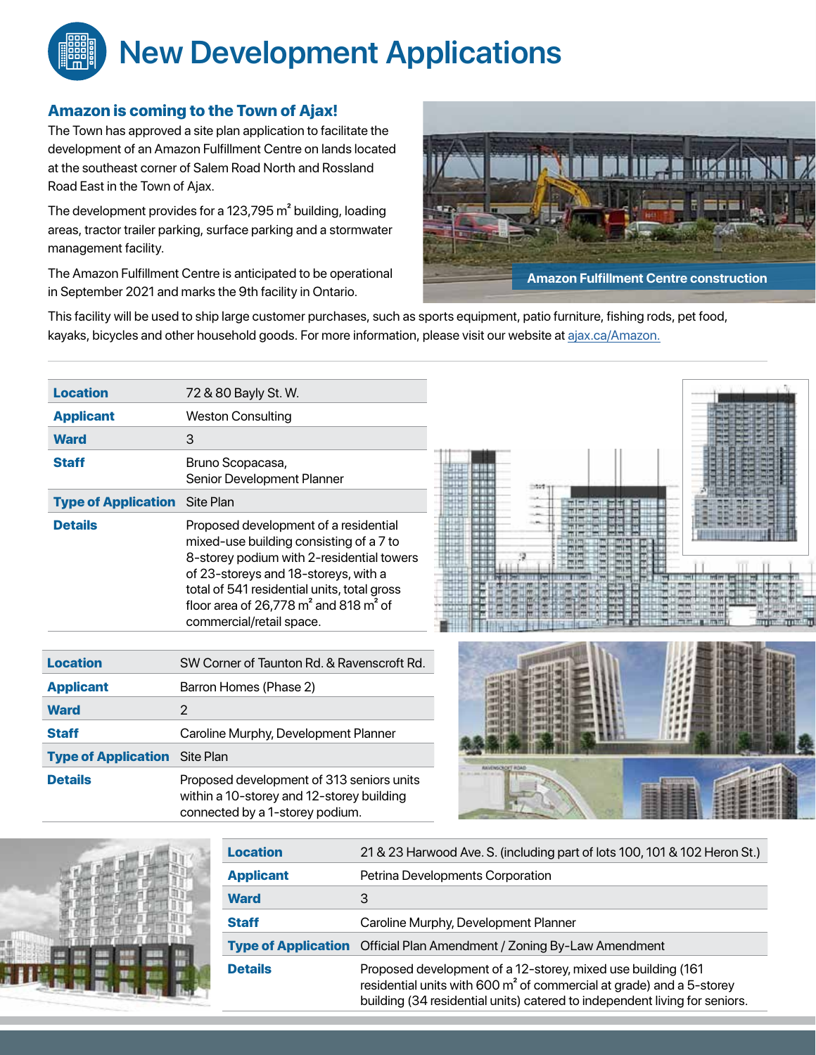# New Development Applications

## Amazon is coming to the Town of Ajax!

The Town has approved a site plan application to facilitate the development of an Amazon Fulfillment Centre on lands located at the southeast corner of Salem Road North and Rossland Road East in the Town of Ajax.

The development provides for a 123,795 m² building, loading areas, tractor trailer parking, surface parking and a stormwater management facility.

The Amazon Fulfillment Centre is anticipated to be operational in September 2021 and marks the 9th facility in Ontario.

Amazon Fulfillment Centre construction

This facility will be used to ship large customer purchases, such as sports equipment, patio furniture, fishing rods, pet food, kayaks, bicycles and other household goods. For more information, please visit our website at ajax.ca/Amazon.

| | |
|---|---|
| **Location** | 72 & 80 Bayly St. W. |
| **Applicant** | Weston Consulting |
| **Ward** | 3 |
| **Staff** | Bruno Scopacasa, Senior Development Planner |
| **Type of Application** | Site Plan |
| **Details** | Proposed development of a residential mixed-use building consisting of a 7 to 8-storey podium with 2-residential towers of 23-storeys and 18-storeys, with a total of 541 residential units, total gross floor area of 26,778 m² and 818 m² of commercial/retail space. |

| | |
|---|---|
| **Location** | SW Corner of Taunton Rd. & Ravenscroft Rd. |
| **Applicant** | Barron Homes (Phase 2) |
| **Ward** | 2 |
| **Staff** | Caroline Murphy, Development Planner |
| **Type of Application** | Site Plan |
| **Details** | Proposed development of 313 seniors units within a 10-storey and 12-storey building connected by a 1-storey podium. |

| | |
|---|---|
| **Location** | 21 & 23 Harwood Ave. S. (including part of lots 100, 101 & 102 Heron St.) |
| **Applicant** | Petrina Developments Corporation |
| **Ward** | 3 |
| **Staff** | Caroline Murphy, Development Planner |
| **Type of Application** | Official Plan Amendment / Zoning By-Law Amendment |
| **Details** | Proposed development of a 12-storey, mixed use building (161 residential units with 600 m² of commercial at grade) and a 5-storey building (34 residential units) catered to independent living for seniors. |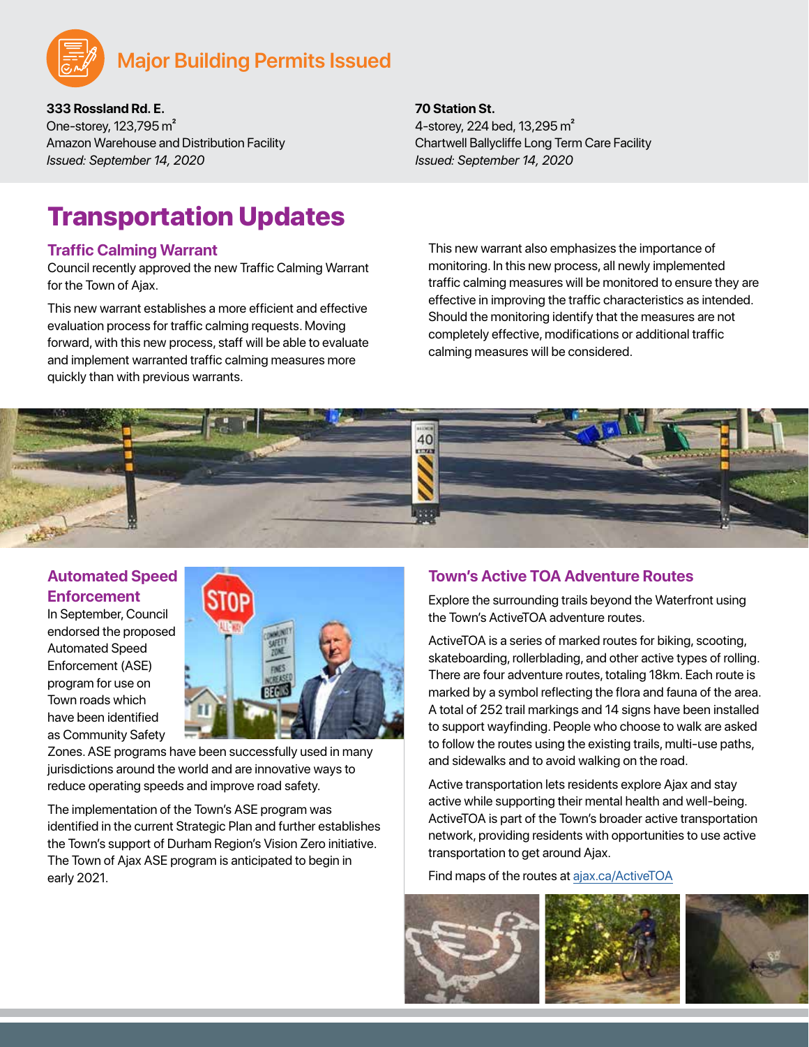## Major Building Permits Issued

**333 Rossland Rd. E.**
One-storey, 123,795 m²
Amazon Warehouse and Distribution Facility
*Issued: September 14, 2020*

**70 Station St.**
4-storey, 224 bed, 13,295 m²
Chartwell Ballycliffe Long Term Care Facility
*Issued: September 14, 2020*

# Transportation Updates

### Traffic Calming Warrant

Council recently approved the new Traffic Calming Warrant for the Town of Ajax.

This new warrant establishes a more efficient and effective evaluation process for traffic calming requests. Moving forward, with this new process, staff will be able to evaluate and implement warranted traffic calming measures more quickly than with previous warrants.

This new warrant also emphasizes the importance of monitoring. In this new process, all newly implemented traffic calming measures will be monitored to ensure they are effective in improving the traffic characteristics as intended. Should the monitoring identify that the measures are not completely effective, modifications or additional traffic calming measures will be considered.

### Automated Speed Enforcement

In September, Council endorsed the proposed Automated Speed Enforcement (ASE) program for use on Town roads which have been identified as Community Safety Zones. ASE programs have been successfully used in many jurisdictions around the world and are innovative ways to reduce operating speeds and improve road safety.

The implementation of the Town's ASE program was identified in the current Strategic Plan and further establishes the Town's support of Durham Region's Vision Zero initiative. The Town of Ajax ASE program is anticipated to begin in early 2021.

### Town's Active TOA Adventure Routes

Explore the surrounding trails beyond the Waterfront using the Town's ActiveTOA adventure routes.

ActiveTOA is a series of marked routes for biking, scooting, skateboarding, rollerblading, and other active types of rolling. There are four adventure routes, totaling 18km. Each route is marked by a symbol reflecting the flora and fauna of the area. A total of 252 trail markings and 14 signs have been installed to support wayfinding. People who choose to walk are asked to follow the routes using the existing trails, multi-use paths, and sidewalks and to avoid walking on the road.

Active transportation lets residents explore Ajax and stay active while supporting their mental health and well-being. ActiveTOA is part of the Town's broader active transportation network, providing residents with opportunities to use active transportation to get around Ajax.

Find maps of the routes at [ajax.ca/ActiveTOA](ajax.ca/ActiveTOA)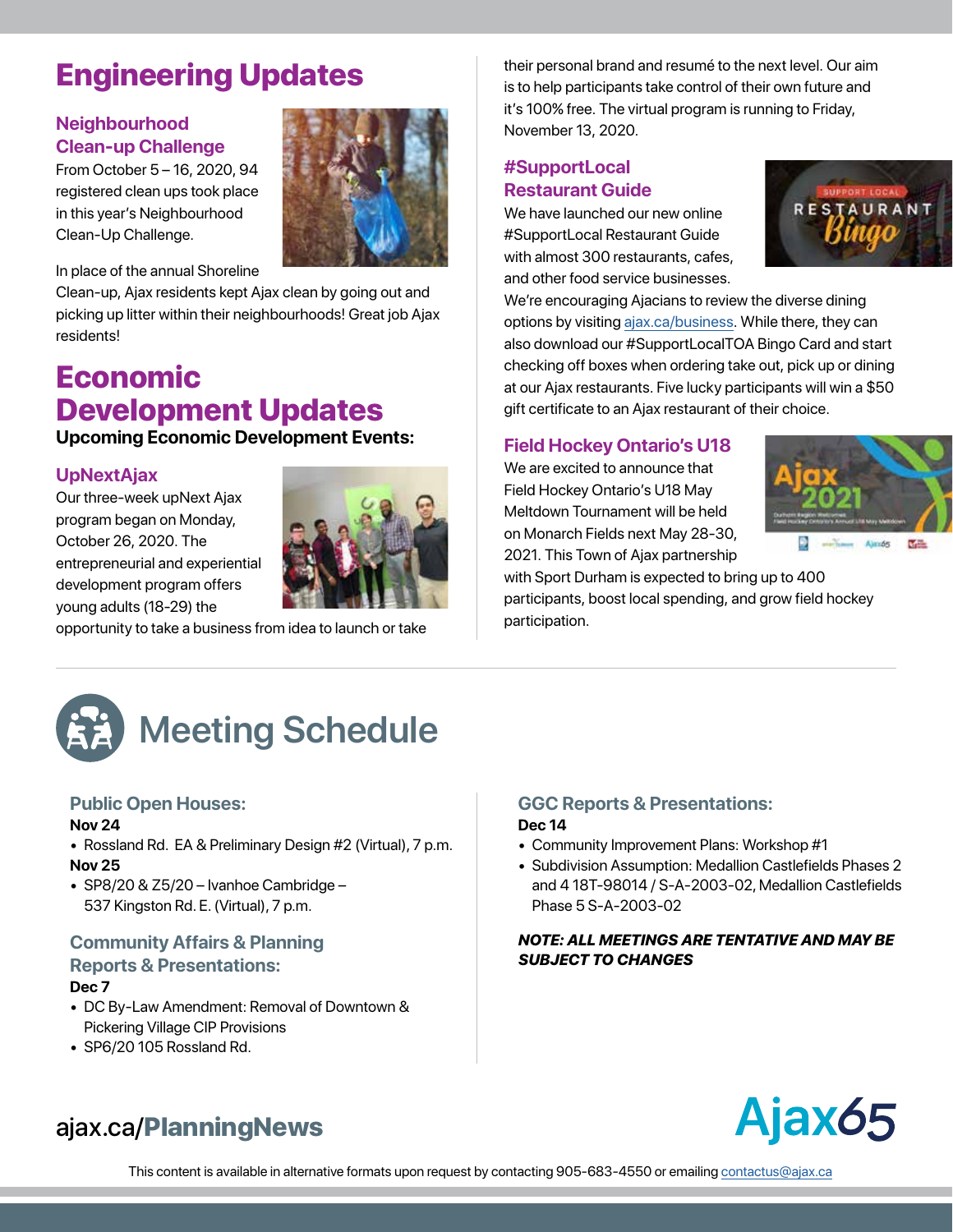# Engineering Updates

### Neighbourhood Clean-up Challenge

From October 5 – 16, 2020, 94 registered clean ups took place in this year's Neighbourhood Clean-Up Challenge.

In place of the annual Shoreline Clean-up, Ajax residents kept Ajax clean by going out and picking up litter within their neighbourhoods! Great job Ajax residents!

# Economic Development Updates

**Upcoming Economic Development Events:**

### UpNextAjax

Our three-week upNext Ajax program began on Monday, October 26, 2020. The entrepreneurial and experiential development program offers young adults (18-29) the opportunity to take a business from idea to launch or take their personal brand and resumé to the next level. Our aim is to help participants take control of their own future and it's 100% free. The virtual program is running to Friday, November 13, 2020.

### #SupportLocal Restaurant Guide

We have launched our new online #SupportLocal Restaurant Guide with almost 300 restaurants, cafes, and other food service businesses. We're encouraging Ajacians to review the diverse dining options by visiting ajax.ca/business. While there, they can also download our #SupportLocalTOA Bingo Card and start checking off boxes when ordering take out, pick up or dining at our Ajax restaurants. Five lucky participants will win a $50 gift certificate to an Ajax restaurant of their choice.

### Field Hockey Ontario's U18

We are excited to announce that Field Hockey Ontario's U18 May Meltdown Tournament will be held on Monarch Fields next May 28-30, 2021. This Town of Ajax partnership with Sport Durham is expected to bring up to 400 participants, boost local spending, and grow field hockey participation.

# Meeting Schedule

### Public Open Houses:

**Nov 24**

- Rossland Rd. EA & Preliminary Design #2 (Virtual), 7 p.m.

**Nov 25**

- SP8/20 & Z5/20 – Ivanhoe Cambridge – 537 Kingston Rd. E. (Virtual), 7 p.m.

### Community Affairs & Planning Reports & Presentations:

**Dec 7**

- DC By-Law Amendment: Removal of Downtown & Pickering Village CIP Provisions
- SP6/20 105 Rossland Rd.

### GGC Reports & Presentations:

**Dec 14**

- Community Improvement Plans: Workshop #1
- Subdivision Assumption: Medallion Castlefields Phases 2 and 4 18T-98014 / S-A-2003-02, Medallion Castlefields Phase 5 S-A-2003-02

***NOTE: ALL MEETINGS ARE TENTATIVE AND MAY BE SUBJECT TO CHANGES***

ajax.ca/**PlanningNews**

Ajax65

This content is available in alternative formats upon request by contacting 905-683-4550 or emailing contactus@ajax.ca